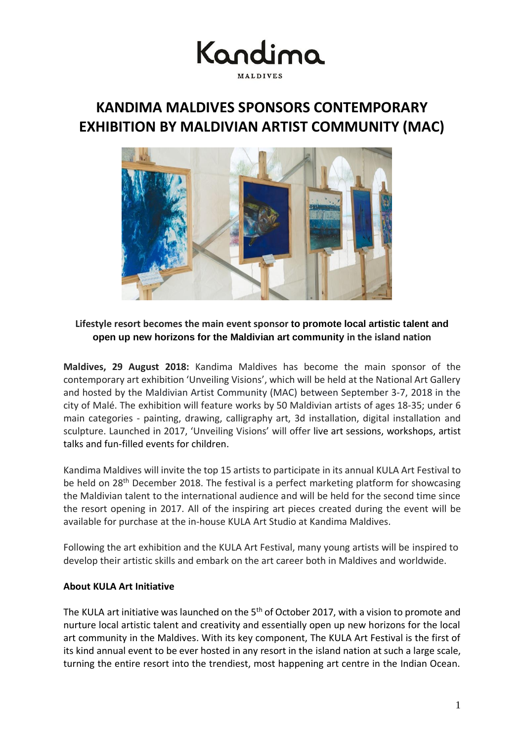Kandima

MALDIVES

# KANDIMA MALDIVES SPONSORS CONTEMPORARY EXHIBITION BY MALDIVIAN ARTIST COMMUNITY (MAC)

**Lifestyle resort becomes the main event sponsor to promote local artistic talent and open up new horizons for the Maldivian art community in the island nation**

**Maldives, 29 August 2018:** Kandima Maldives has become the main sponsor of the contemporary art exhibition 'Unveiling Visions', which will be held at the National Art Gallery and hosted by the Maldivian Artist Community (MAC) between September 3-7, 2018 in the city of Malé. The exhibition will feature works by 50 Maldivian artists of ages 18-35; under 6 main categories - painting, drawing, calligraphy art, 3d installation, digital installation and sculpture. Launched in 2017, 'Unveiling Visions' will offer live art sessions, workshops, artist talks and fun-filled events for children.

Kandima Maldives will invite the top 15 artists to participate in its annual KULA Art Festival to be held on 28th December 2018. The festival is a perfect marketing platform for showcasing the Maldivian talent to the international audience and will be held for the second time since the resort opening in 2017. All of the inspiring art pieces created during the event will be available for purchase at the in-house KULA Art Studio at Kandima Maldives.

Following the art exhibition and the KULA Art Festival, many young artists will be inspired to develop their artistic skills and embark on the art career both in Maldives and worldwide.

**About KULA Art Initiative**

The KULA art initiative was launched on the 5th of October 2017, with a vision to promote and nurture local artistic talent and creativity and essentially open up new horizons for the local art community in the Maldives. With its key component, The KULA Art Festival is the first of its kind annual event to be ever hosted in any resort in the island nation at such a large scale, turning the entire resort into the trendiest, most happening art centre in the Indian Ocean.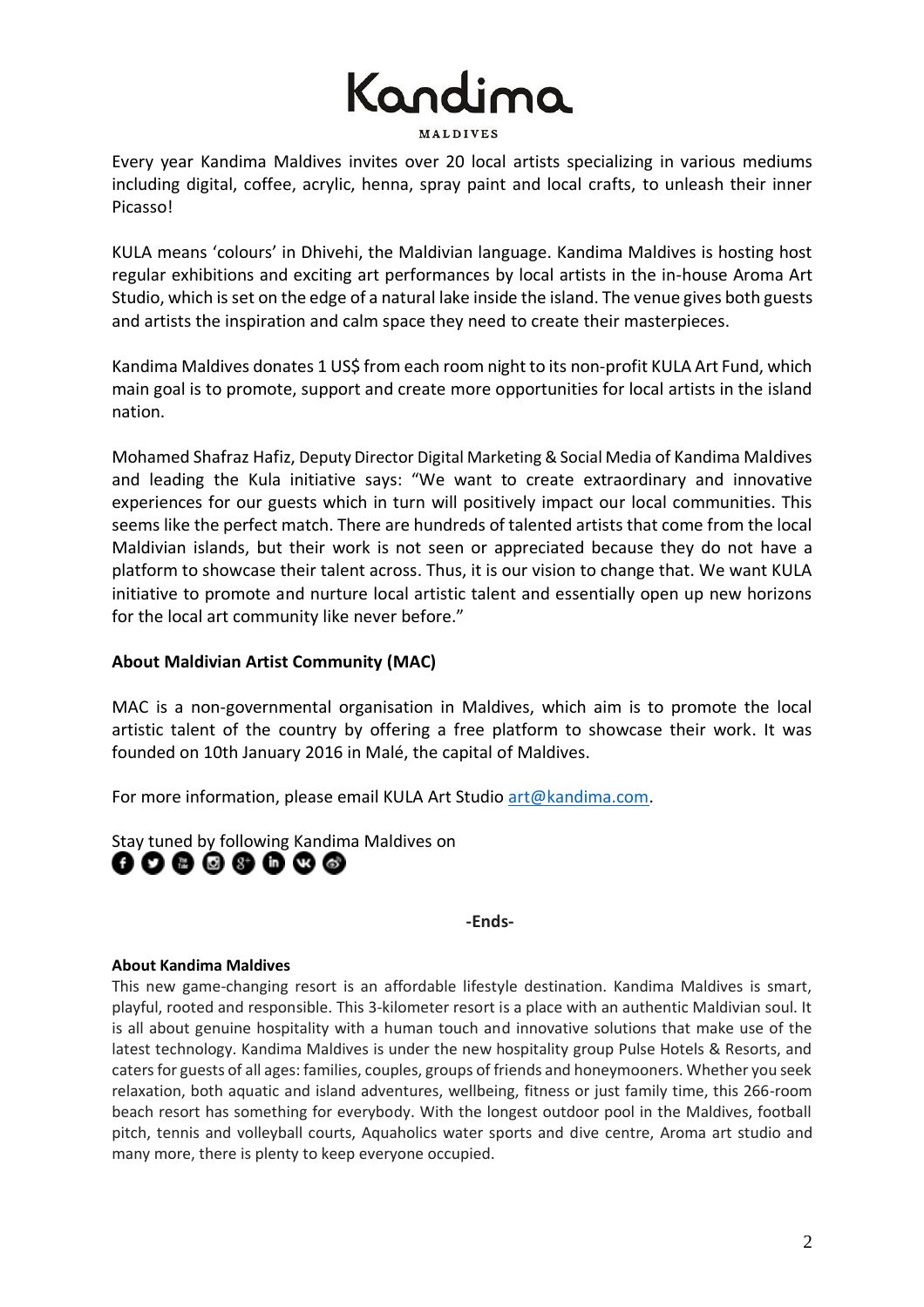Every year Kandima Maldives invites over 20 local artists specializing in various mediums including digital, coffee, acrylic, henna, spray paint and local crafts, to unleash their inner Picasso!

KULA means 'colours' in Dhivehi, the Maldivian language. Kandima Maldives is hosting host regular exhibitions and exciting art performances by local artists in the in-house Aroma Art Studio, which is set on the edge of a natural lake inside the island. The venue gives both guests and artists the inspiration and calm space they need to create their masterpieces.

Kandima Maldives donates 1 US$ from each room night to its non-profit KULA Art Fund, which main goal is to promote, support and create more opportunities for local artists in the island nation.

Mohamed Shafraz Hafiz, Deputy Director Digital Marketing & Social Media of Kandima Maldives and leading the Kula initiative says: "We want to create extraordinary and innovative experiences for our guests which in turn will positively impact our local communities. This seems like the perfect match. There are hundreds of talented artists that come from the local Maldivian islands, but their work is not seen or appreciated because they do not have a platform to showcase their talent across. Thus, it is our vision to change that. We want KULA initiative to promote and nurture local artistic talent and essentially open up new horizons for the local art community like never before."

**About Maldivian Artist Community (MAC)**

MAC is a non-governmental organisation in Maldives, which aim is to promote the local artistic talent of the country by offering a free platform to showcase their work. It was founded on 10th January 2016 in Malé, the capital of Maldives.

For more information, please email KULA Art Studio art@kandima.com.

Stay tuned by following Kandima Maldives on

**-Ends-**

**About Kandima Maldives**

This new game-changing resort is an affordable lifestyle destination. Kandima Maldives is smart, playful, rooted and responsible. This 3-kilometer resort is a place with an authentic Maldivian soul. It is all about genuine hospitality with a human touch and innovative solutions that make use of the latest technology. Kandima Maldives is under the new hospitality group Pulse Hotels & Resorts, and caters for guests of all ages: families, couples, groups of friends and honeymooners. Whether you seek relaxation, both aquatic and island adventures, wellbeing, fitness or just family time, this 266-room beach resort has something for everybody. With the longest outdoor pool in the Maldives, football pitch, tennis and volleyball courts, Aquaholics water sports and dive centre, Aroma art studio and many more, there is plenty to keep everyone occupied.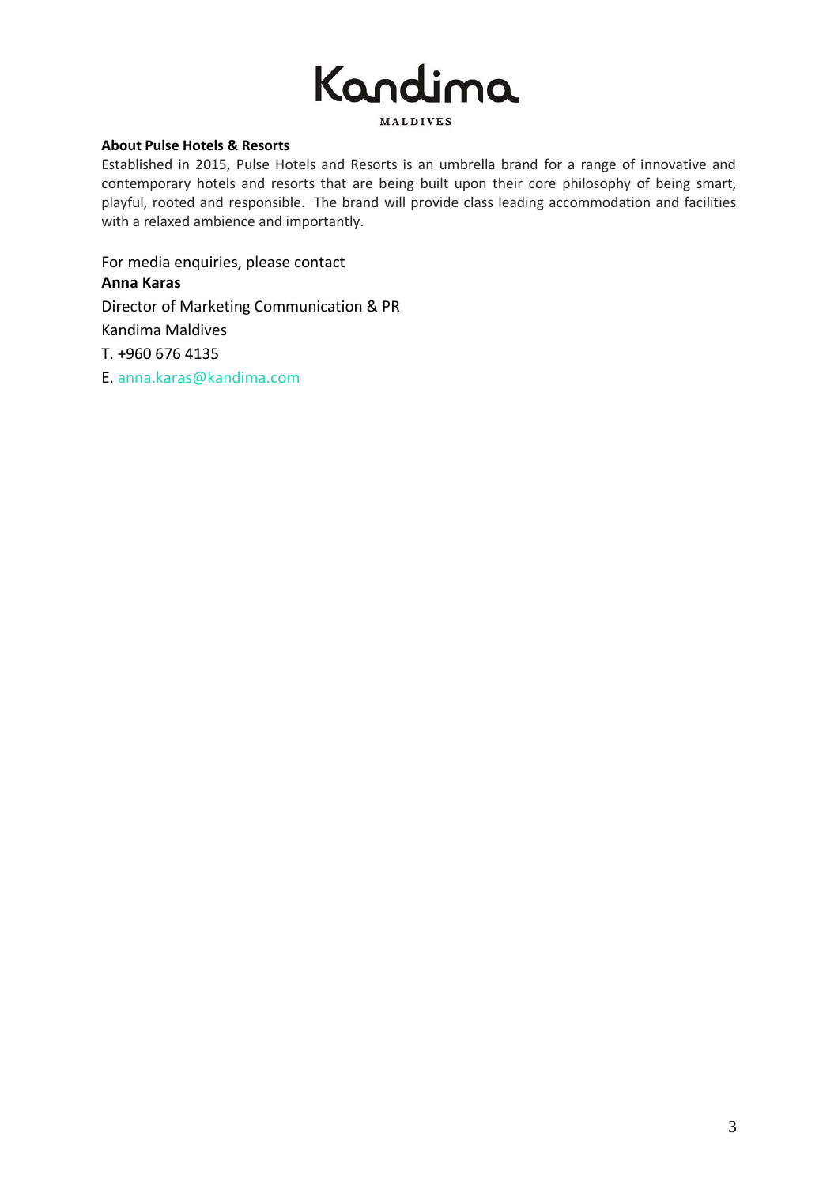**About Pulse Hotels & Resorts**

Established in 2015, Pulse Hotels and Resorts is an umbrella brand for a range of innovative and contemporary hotels and resorts that are being built upon their core philosophy of being smart, playful, rooted and responsible. The brand will provide class leading accommodation and facilities with a relaxed ambience and importantly.

For media enquiries, please contact

**Anna Karas**

Director of Marketing Communication & PR

Kandima Maldives

T. +960 676 4135

E. anna.karas@kandima.com